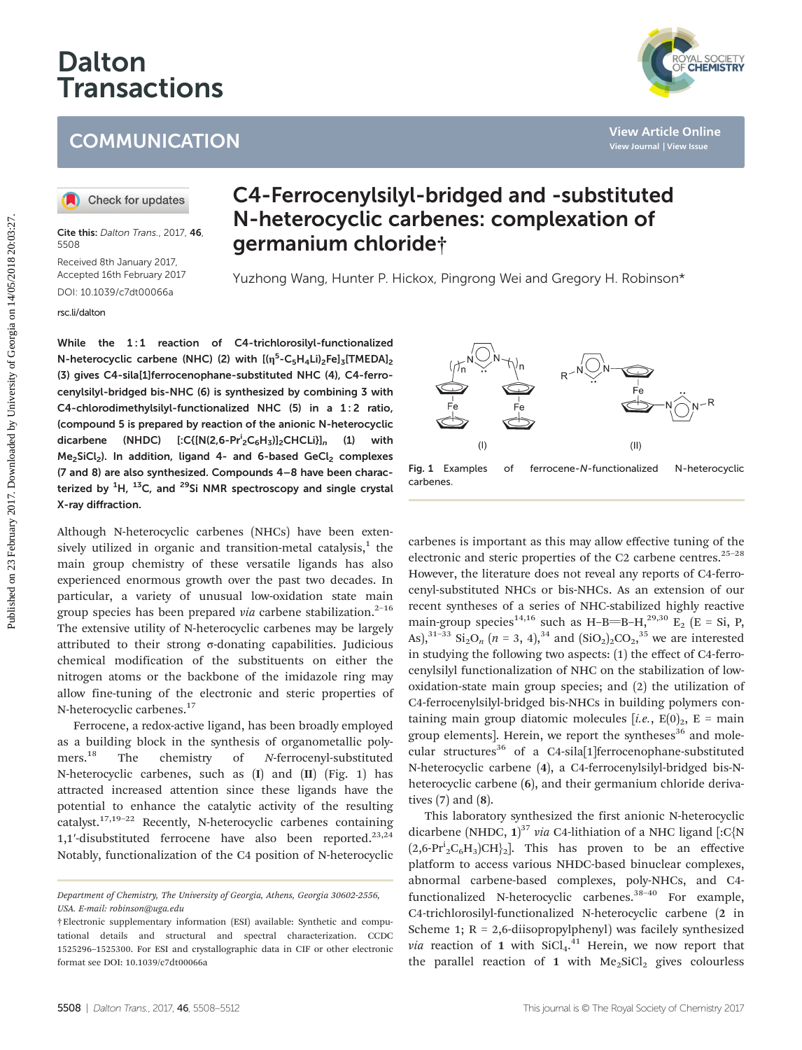# C4-Ferrocenylsilyl-bridged and -substituted N-heterocyclic carbenes: complexation of germanium chloride†

Yuzhong Wang, Hunter P. Hickox, Pingrong Wei and Gregory H. Robinson*

Cite this: *Dalton Trans.*, 2017, **46**, 5508

Received 8th January 2017, Accepted 16th February 2017

DOI: 10.1039/c7dt00066a

rsc.li/dalton

**While the 1 : 1 reaction of C4-trichlorosilyl-functionalized N-heterocyclic carbene (NHC) (2) with $[(\eta^5\text{-}C_5H_4Li)_2Fe]_3[TMEDA]_2$ (3) gives C4-sila[1]ferrocenophane-substituted NHC (4), C4-ferrocenylsilyl-bridged bis-NHC (6) is synthesized by combining 3 with C4-chlorodimethylsilyl-functionalized NHC (5) in a 1 : 2 ratio, (compound 5 is prepared by reaction of the anionic N-heterocyclic dicarbene (NHDC) $[:C\{[N(2,6\text{-}Pr^i_2C_6H_3)]_2CHCLi\}]_n$ (1) with $Me_2SiCl_2$). In addition, ligand 4- and 6-based $GeCl_2$ complexes (7 and 8) are also synthesized. Compounds 4–8 have been characterized by $^1H$, $^{13}C$, and $^{29}Si$ NMR spectroscopy and single crystal X-ray diffraction.**

Although N-heterocyclic carbenes (NHCs) have been extensively utilized in organic and transition-metal catalysis,[1] the main group chemistry of these versatile ligands has also experienced enormous growth over the past two decades. In particular, a variety of unusual low-oxidation state main group species has been prepared *via* carbene stabilization.[2–16] The extensive utility of N-heterocyclic carbenes may be largely attributed to their strong σ-donating capabilities. Judicious chemical modification of the substituents on either the nitrogen atoms or the backbone of the imidazole ring may allow fine-tuning of the electronic and steric properties of N-heterocyclic carbenes.[17]

Ferrocene, a redox-active ligand, has been broadly employed as a building block in the synthesis of organometallic polymers.[18] The chemistry of *N*-ferrocenyl-substituted N-heterocyclic carbenes, such as (**I**) and (**II**) (Fig. 1) has attracted increased attention since these ligands have the potential to enhance the catalytic activity of the resulting catalyst.[17,19–22] Recently, N-heterocyclic carbenes containing 1,1′-disubstituted ferrocene have also been reported.[23,24] Notably, functionalization of the C4 position of N-heterocyclic carbenes is important as this may allow effective tuning of the electronic and steric properties of the C2 carbene centres.[25–28] However, the literature does not reveal any reports of C4-ferrocenyl-substituted NHCs or bis-NHCs. As an extension of our recent syntheses of a series of NHC-stabilized highly reactive main-group species[14,16] such as H–B=B–H,[29,30] $E_2$ (E = Si, P, As),[31–33] $Si_2O_n$ (*n* = 3, 4),[34] and $(SiO_2)_2CO_2$,[35] we are interested in studying the following two aspects: (1) the effect of C4-ferrocenylsilyl functionalization of NHC on the stabilization of low-oxidation-state main group species; and (2) the utilization of C4-ferrocenylsilyl-bridged bis-NHCs in building polymers containing main group diatomic molecules [*i.e.*, E(0)$_2$, E = main group elements]. Herein, we report the syntheses[36] and molecular structures[36] of a C4-sila[1]ferrocenophane-substituted N-heterocyclic carbene (**4**), a C4-ferrocenylsilyl-bridged bis-N-heterocyclic carbene (**6**), and their germanium chloride derivatives (**7**) and (**8**).

Fig. 1 Examples of ferrocene-*N*-functionalized N-heterocyclic carbenes.

This laboratory synthesized the first anionic N-heterocyclic dicarbene (NHDC, **1**)[37] *via* C4-lithiation of a NHC ligand $[:C\{N(2,6\text{-}Pr^i_2C_6H_3)CH\}_2]$. This has proven to be an effective platform to access various NHDC-based binuclear complexes, abnormal carbene-based complexes, poly-NHCs, and C4-functionalized N-heterocyclic carbenes.[38–40] For example, C4-trichlorosilyl-functionalized N-heterocyclic carbene (**2** in Scheme 1; R = 2,6-diisopropylphenyl) was facilely synthesized *via* reaction of **1** with $SiCl_4$.[41] Herein, we now report that the parallel reaction of **1** with $Me_2SiCl_2$ gives colourless

Department of Chemistry, The University of Georgia, Athens, Georgia 30602-2556, USA. E-mail: robinson@uga.edu

†Electronic supplementary information (ESI) available: Synthetic and computational details and structural and spectral characterization. CCDC 1525296–1525300. For ESI and crystallographic data in CIF or other electronic format see DOI: 10.1039/c7dt00066a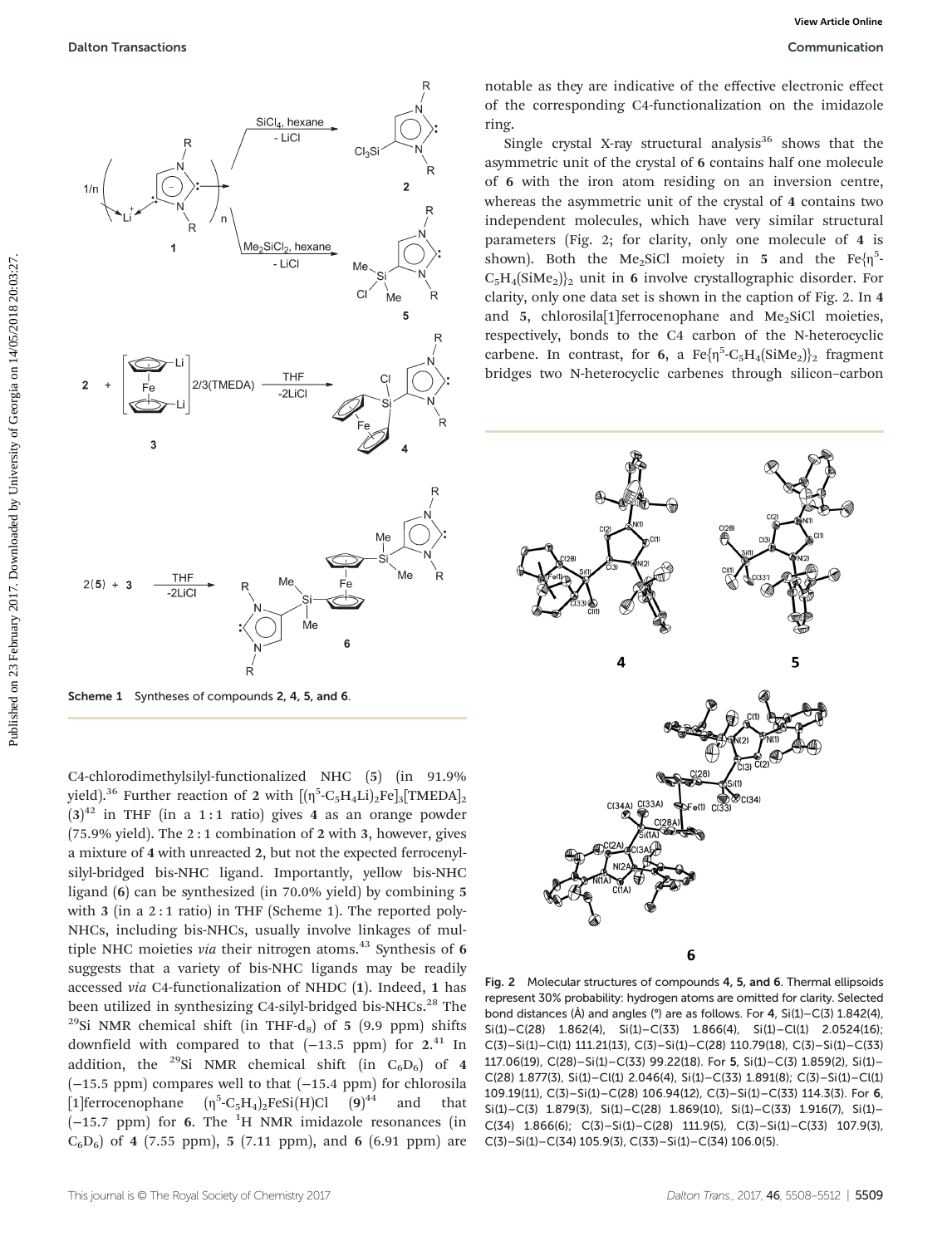Scheme 1 Syntheses of compounds **2**, **4**, **5**, and **6**.

C4-chlorodimethylsilyl-functionalized NHC (**5**) (in 91.9% yield).[36] Further reaction of **2** with $[(\eta^5\text{-}C_5H_4Li)_2Fe]_3[TMEDA]_2$ (**3**)[42] in THF (in a 1 : 1 ratio) gives **4** as an orange powder (75.9% yield). The 2 : 1 combination of **2** with **3**, however, gives a mixture of **4** with unreacted **2**, but not the expected ferrocenyl-silyl-bridged bis-NHC ligand. Importantly, yellow bis-NHC ligand (**6**) can be synthesized (in 70.0% yield) by combining **5** with **3** (in a 2 : 1 ratio) in THF (Scheme 1). The reported poly-NHCs, including bis-NHCs, usually involve linkages of multiple NHC moieties *via* their nitrogen atoms.[43] Synthesis of **6** suggests that a variety of bis-NHC ligands may be readily accessed *via* C4-functionalization of NHDC (**1**). Indeed, **1** has been utilized in synthesizing C4-silyl-bridged bis-NHCs.[28] The $^{29}$Si NMR chemical shift (in THF-$d_8$) of **5** (9.9 ppm) shifts downfield with compared to that (−13.5 ppm) for **2**.[41] In addition, the $^{29}$Si NMR chemical shift (in $C_6D_6$) of **4** (−15.5 ppm) compares well to that (−15.4 ppm) for chlorosila[1]ferrocenophane $(\eta^5\text{-}C_5H_4)_2FeSi(H)Cl$ (**9**)[44] and that (−15.7 ppm) for **6**. The $^1$H NMR imidazole resonances (in $C_6D_6$) of **4** (7.55 ppm), **5** (7.11 ppm), and **6** (6.91 ppm) are notable as they are indicative of the effective electronic effect of the corresponding C4-functionalization on the imidazole ring.

Single crystal X-ray structural analysis[36] shows that the asymmetric unit of the crystal of **6** contains half one molecule of **6** with the iron atom residing on an inversion centre, whereas the asymmetric unit of the crystal of **4** contains two independent molecules, which have very similar structural parameters (Fig. 2; for clarity, only one molecule of **4** is shown). Both the $Me_2SiCl$ moiety in **5** and the $Fe\{\eta^5\text{-}C_5H_4(SiMe_2)\}_2$ unit in **6** involve crystallographic disorder. For clarity, only one data set is shown in the caption of Fig. 2. In **4** and **5**, chlorosila[1]ferrocenophane and $Me_2SiCl$ moieties, respectively, bonds to the C4 carbon of the N-heterocyclic carbene. In contrast, for **6**, a $Fe\{\eta^5\text{-}C_5H_4(SiMe_2)\}_2$ fragment bridges two N-heterocyclic carbenes through silicon–carbon

Fig. 2 Molecular structures of compounds **4**, **5**, and **6**. Thermal ellipsoids represent 30% probability: hydrogen atoms are omitted for clarity. Selected bond distances (Å) and angles (°) are as follows. For **4**, Si(1)–C(3) 1.842(4), Si(1)–C(28) 1.862(4), Si(1)–C(33) 1.866(4), Si(1)–Cl(1) 2.0524(16); C(3)–Si(1)–Cl(1) 111.21(13), C(3)–Si(1)–C(28) 110.79(18), C(3)–Si(1)–C(33) 117.06(19), C(28)–Si(1)–C(33) 99.22(18). For **5**, Si(1)–C(3) 1.859(2), Si(1)–C(28) 1.877(3), Si(1)–Cl(1) 2.046(4), Si(1)–C(33) 1.891(8); C(3)–Si(1)–Cl(1) 109.19(11), C(3)–Si(1)–C(28) 106.94(12), C(3)–Si(1)–C(33) 114.3(3). For **6**, Si(1)–C(3) 1.879(3), Si(1)–C(28) 1.869(10), Si(1)–C(33) 1.916(7), Si(1)–C(34) 1.866(6); C(3)–Si(1)–C(28) 111.9(5), C(3)–Si(1)–C(33) 107.9(3), C(3)–Si(1)–C(34) 105.9(3), C(33)–Si(1)–C(34) 106.0(5).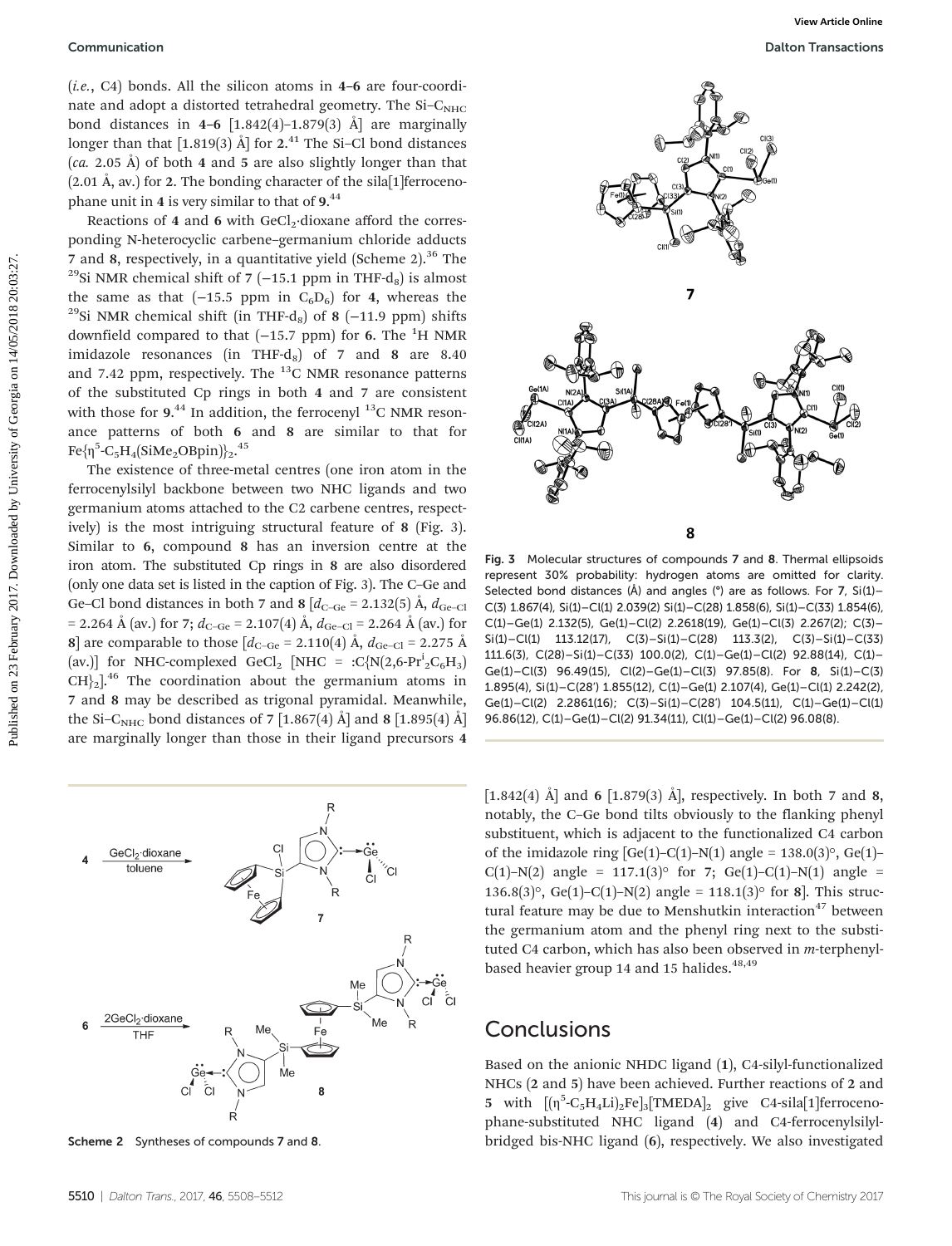(*i.e.*, C4) bonds. All the silicon atoms in **4–6** are four-coordinate and adopt a distorted tetrahedral geometry. The Si–$C_{NHC}$ bond distances in **4–6** [1.842(4)–1.879(3) Å] are marginally longer than that [1.819(3) Å] for **2**.[41] The Si–Cl bond distances (*ca.* 2.05 Å) of both **4** and **5** are also slightly longer than that (2.01 Å, av.) for **2**. The bonding character of the sila[1]ferrocenophane unit in **4** is very similar to that of **9**.[44]

Reactions of **4** and **6** with $GeCl_2$·dioxane afford the corresponding N-heterocyclic carbene–germanium chloride adducts **7** and **8**, respectively, in a quantitative yield (Scheme 2).[36] The $^{29}$Si NMR chemical shift of **7** (−15.1 ppm in THF-$d_8$) is almost the same as that (−15.5 ppm in $C_6D_6$) for **4**, whereas the $^{29}$Si NMR chemical shift (in THF-$d_8$) of **8** (−11.9 ppm) shifts downfield compared to that (−15.7 ppm) for **6**. The $^1$H NMR imidazole resonances (in THF-$d_8$) of **7** and **8** are 8.40 and 7.42 ppm, respectively. The $^{13}$C NMR resonance patterns of the substituted Cp rings in both **4** and **7** are consistent with those for **9**.[44] In addition, the ferrocenyl $^{13}$C NMR resonance patterns of both **6** and **8** are similar to that for Fe{$\eta^5$-$C_5H_4$($SiMe_2$OBpin)}$_2$.[45]

The existence of three-metal centres (one iron atom in the ferrocenylsilyl backbone between two NHC ligands and two germanium atoms attached to the C2 carbene centres, respectively) is the most intriguing structural feature of **8** (Fig. 3). Similar to **6**, compound **8** has an inversion centre at the iron atom. The substituted Cp rings in **8** are also disordered (only one data set is listed in the caption of Fig. 3). The C–Ge and Ge–Cl bond distances in both **7** and **8** [$d_{C–Ge}$ = 2.132(5) Å, $d_{Ge–Cl}$ = 2.264 Å (av.) for **7**; $d_{C–Ge}$ = 2.107(4) Å, $d_{Ge–Cl}$ = 2.264 Å (av.) for **8**] are comparable to those [$d_{C–Ge}$ = 2.110(4) Å, $d_{Ge–Cl}$ = 2.275 Å (av.)] for NHC-complexed $GeCl_2$ [NHC = :C{N(2,6-$Pr^i_2C_6H_3$)CH}$_2$].[46] The coordination about the germanium atoms in **7** and **8** may be described as trigonal pyramidal. Meanwhile, the Si–$C_{NHC}$ bond distances of **7** [1.867(4) Å] and **8** [1.895(4) Å] are marginally longer than those in their ligand precursors **4** [1.842(4) Å] and **6** [1.879(3) Å], respectively. In both **7** and **8**, notably, the C–Ge bond tilts obviously to the flanking phenyl substituent, which is adjacent to the functionalized C4 carbon of the imidazole ring [Ge(1)–C(1)–N(1) angle = 138.0(3)°, Ge(1)–C(1)–N(2) angle = 117.1(3)° for **7**; Ge(1)–C(1)–N(1) angle = 136.8(3)°, Ge(1)–C(1)–N(2) angle = 118.1(3)° for **8**]. This structural feature may be due to Menshutkin interaction[47] between the germanium atom and the phenyl ring next to the substituted C4 carbon, which has also been observed in *m*-terphenyl-based heavier group 14 and 15 halides.[48,49]

**Fig. 3** Molecular structures of compounds **7** and **8**. Thermal ellipsoids represent 30% probability: hydrogen atoms are omitted for clarity. Selected bond distances (Å) and angles (°) are as follows. For **7**, Si(1)–C(3) 1.867(4), Si(1)–Cl(1) 2.039(2) Si(1)–C(28) 1.858(6), Si(1)–C(33) 1.854(6), C(1)–Ge(1) 2.132(5), Ge(1)–Cl(2) 2.2618(19), Ge(1)–Cl(3) 2.267(2); C(3)–Si(1)–Cl(1) 113.12(17), C(3)–Si(1)–C(28) 113.3(2), C(3)–Si(1)–C(33) 111.6(3), C(28)–Si(1)–C(33) 100.0(2), C(1)–Ge(1)–Cl(2) 92.88(14), C(1)–Ge(1)–Cl(3) 96.49(15), Cl(2)–Ge(1)–Cl(3) 97.85(8). For **8**, Si(1)–C(3) 1.895(4), Si(1)–C(28′) 1.855(12), C(1)–Ge(1) 2.107(4), Ge(1)–Cl(1) 2.242(2), Ge(1)–Cl(2) 2.2861(16); C(3)–Si(1)–C(28′) 104.5(11), C(1)–Ge(1)–Cl(1) 96.86(12), C(1)–Ge(1)–Cl(2) 91.34(11), Cl(1)–Ge(1)–Cl(2) 96.08(8).

**Scheme 2** Syntheses of compounds **7** and **8**.

## Conclusions

Based on the anionic NHDC ligand (**1**), C4-silyl-functionalized NHCs (**2** and **5**) have been achieved. Further reactions of **2** and **5** with [($\eta^5$-$C_5H_4Li$)$_2$Fe]$_3$[TMEDA]$_2$ give C4-sila[1]ferrocenophane-substituted NHC ligand (**4**) and C4-ferrocenylsilyl-bridged bis-NHC ligand (**6**), respectively. We also investigated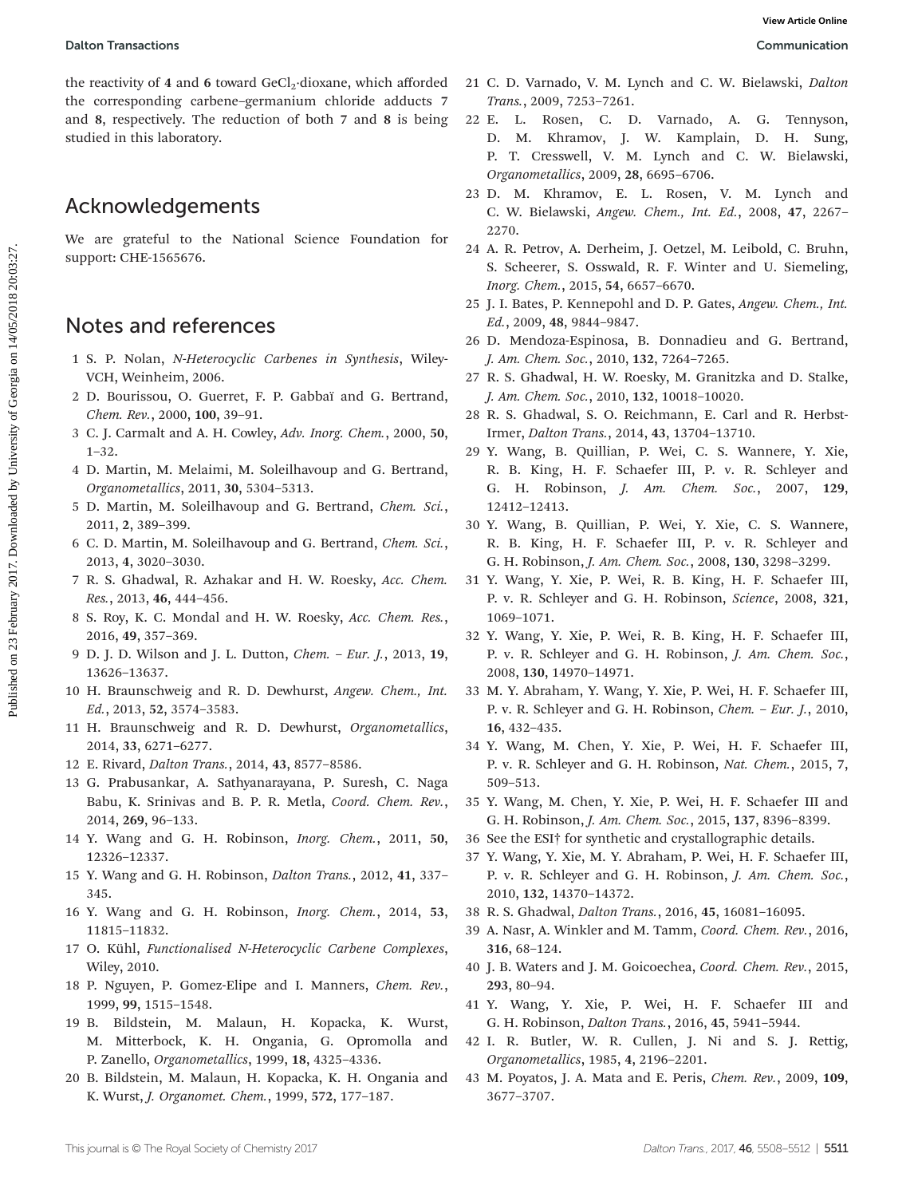the reactivity of **4** and **6** toward $GeCl_2$·dioxane, which afforded the corresponding carbene–germanium chloride adducts **7** and **8**, respectively. The reduction of both **7** and **8** is being studied in this laboratory.

## Acknowledgements

We are grateful to the National Science Foundation for support: CHE-1565676.

## Notes and references

1 S. P. Nolan, *N-Heterocyclic Carbenes in Synthesis*, Wiley-VCH, Weinheim, 2006.

2 D. Bourissou, O. Guerret, F. P. Gabbaï and G. Bertrand, *Chem. Rev.*, 2000, **100**, 39–91.

3 C. J. Carmalt and A. H. Cowley, *Adv. Inorg. Chem.*, 2000, **50**, 1–32.

4 D. Martin, M. Melaimi, M. Soleilhavoup and G. Bertrand, *Organometallics*, 2011, **30**, 5304–5313.

5 D. Martin, M. Soleilhavoup and G. Bertrand, *Chem. Sci.*, 2011, **2**, 389–399.

6 C. D. Martin, M. Soleilhavoup and G. Bertrand, *Chem. Sci.*, 2013, **4**, 3020–3030.

7 R. S. Ghadwal, R. Azhakar and H. W. Roesky, *Acc. Chem. Res.*, 2013, **46**, 444–456.

8 S. Roy, K. C. Mondal and H. W. Roesky, *Acc. Chem. Res.*, 2016, **49**, 357–369.

9 D. J. D. Wilson and J. L. Dutton, *Chem. – Eur. J.*, 2013, **19**, 13626–13637.

10 H. Braunschweig and R. D. Dewhurst, *Angew. Chem., Int. Ed.*, 2013, **52**, 3574–3583.

11 H. Braunschweig and R. D. Dewhurst, *Organometallics*, 2014, **33**, 6271–6277.

12 E. Rivard, *Dalton Trans.*, 2014, **43**, 8577–8586.

13 G. Prabusankar, A. Sathyanarayana, P. Suresh, C. Naga Babu, K. Srinivas and B. P. R. Metla, *Coord. Chem. Rev.*, 2014, **269**, 96–133.

14 Y. Wang and G. H. Robinson, *Inorg. Chem.*, 2011, **50**, 12326–12337.

15 Y. Wang and G. H. Robinson, *Dalton Trans.*, 2012, **41**, 337–345.

16 Y. Wang and G. H. Robinson, *Inorg. Chem.*, 2014, **53**, 11815–11832.

17 O. Kühl, *Functionalised N-Heterocyclic Carbene Complexes*, Wiley, 2010.

18 P. Nguyen, P. Gomez-Elipe and I. Manners, *Chem. Rev.*, 1999, **99**, 1515–1548.

19 B. Bildstein, M. Malaun, H. Kopacka, K. Wurst, M. Mitterbock, K. H. Ongania, G. Opromolla and P. Zanello, *Organometallics*, 1999, **18**, 4325–4336.

20 B. Bildstein, M. Malaun, H. Kopacka, K. H. Ongania and K. Wurst, *J. Organomet. Chem.*, 1999, **572**, 177–187.

21 C. D. Varnado, V. M. Lynch and C. W. Bielawski, *Dalton Trans.*, 2009, 7253–7261.

22 E. L. Rosen, C. D. Varnado, A. G. Tennyson, D. M. Khramov, J. W. Kamplain, D. H. Sung, P. T. Cresswell, V. M. Lynch and C. W. Bielawski, *Organometallics*, 2009, **28**, 6695–6706.

23 D. M. Khramov, E. L. Rosen, V. M. Lynch and C. W. Bielawski, *Angew. Chem., Int. Ed.*, 2008, **47**, 2267–2270.

24 A. R. Petrov, A. Derheim, J. Oetzel, M. Leibold, C. Bruhn, S. Scheerer, S. Osswald, R. F. Winter and U. Siemeling, *Inorg. Chem.*, 2015, **54**, 6657–6670.

25 J. I. Bates, P. Kennepohl and D. P. Gates, *Angew. Chem., Int. Ed.*, 2009, **48**, 9844–9847.

26 D. Mendoza-Espinosa, B. Donnadieu and G. Bertrand, *J. Am. Chem. Soc.*, 2010, **132**, 7264–7265.

27 R. S. Ghadwal, H. W. Roesky, M. Granitzka and D. Stalke, *J. Am. Chem. Soc.*, 2010, **132**, 10018–10020.

28 R. S. Ghadwal, S. O. Reichmann, E. Carl and R. Herbst-Irmer, *Dalton Trans.*, 2014, **43**, 13704–13710.

29 Y. Wang, B. Quillian, P. Wei, C. S. Wannere, Y. Xie, R. B. King, H. F. Schaefer III, P. v. R. Schleyer and G. H. Robinson, *J. Am. Chem. Soc.*, 2007, **129**, 12412–12413.

30 Y. Wang, B. Quillian, P. Wei, Y. Xie, C. S. Wannere, R. B. King, H. F. Schaefer III, P. v. R. Schleyer and G. H. Robinson, *J. Am. Chem. Soc.*, 2008, **130**, 3298–3299.

31 Y. Wang, Y. Xie, P. Wei, R. B. King, H. F. Schaefer III, P. v. R. Schleyer and G. H. Robinson, *Science*, 2008, **321**, 1069–1071.

32 Y. Wang, Y. Xie, P. Wei, R. B. King, H. F. Schaefer III, P. v. R. Schleyer and G. H. Robinson, *J. Am. Chem. Soc.*, 2008, **130**, 14970–14971.

33 M. Y. Abraham, Y. Wang, Y. Xie, P. Wei, H. F. Schaefer III, P. v. R. Schleyer and G. H. Robinson, *Chem. – Eur. J.*, 2010, **16**, 432–435.

34 Y. Wang, M. Chen, Y. Xie, P. Wei, H. F. Schaefer III, P. v. R. Schleyer and G. H. Robinson, *Nat. Chem.*, 2015, **7**, 509–513.

35 Y. Wang, M. Chen, Y. Xie, P. Wei, H. F. Schaefer III and G. H. Robinson, *J. Am. Chem. Soc.*, 2015, **137**, 8396–8399.

36 See the ESI† for synthetic and crystallographic details.

37 Y. Wang, Y. Xie, M. Y. Abraham, P. Wei, H. F. Schaefer III, P. v. R. Schleyer and G. H. Robinson, *J. Am. Chem. Soc.*, 2010, **132**, 14370–14372.

38 R. S. Ghadwal, *Dalton Trans.*, 2016, **45**, 16081–16095.

39 A. Nasr, A. Winkler and M. Tamm, *Coord. Chem. Rev.*, 2016, **316**, 68–124.

40 J. B. Waters and J. M. Goicoechea, *Coord. Chem. Rev.*, 2015, **293**, 80–94.

41 Y. Wang, Y. Xie, P. Wei, H. F. Schaefer III and G. H. Robinson, *Dalton Trans.*, 2016, **45**, 5941–5944.

42 I. R. Butler, W. R. Cullen, J. Ni and S. J. Rettig, *Organometallics*, 1985, **4**, 2196–2201.

43 M. Poyatos, J. A. Mata and E. Peris, *Chem. Rev.*, 2009, **109**, 3677–3707.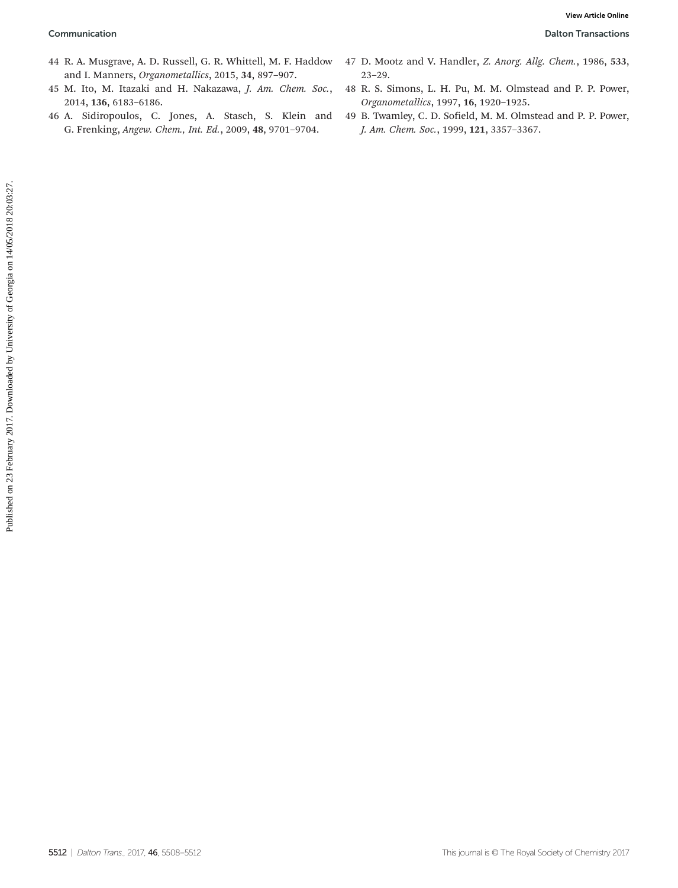44 R. A. Musgrave, A. D. Russell, G. R. Whittell, M. F. Haddow and I. Manners, *Organometallics*, 2015, **34**, 897–907.

45 M. Ito, M. Itazaki and H. Nakazawa, *J. Am. Chem. Soc.*, 2014, **136**, 6183–6186.

46 A. Sidiropoulos, C. Jones, A. Stasch, S. Klein and G. Frenking, *Angew. Chem., Int. Ed.*, 2009, **48**, 9701–9704.

47 D. Mootz and V. Handler, *Z. Anorg. Allg. Chem.*, 1986, **533**, 23–29.

48 R. S. Simons, L. H. Pu, M. M. Olmstead and P. P. Power, *Organometallics*, 1997, **16**, 1920–1925.

49 B. Twamley, C. D. Sofield, M. M. Olmstead and P. P. Power, *J. Am. Chem. Soc.*, 1999, **121**, 3357–3367.